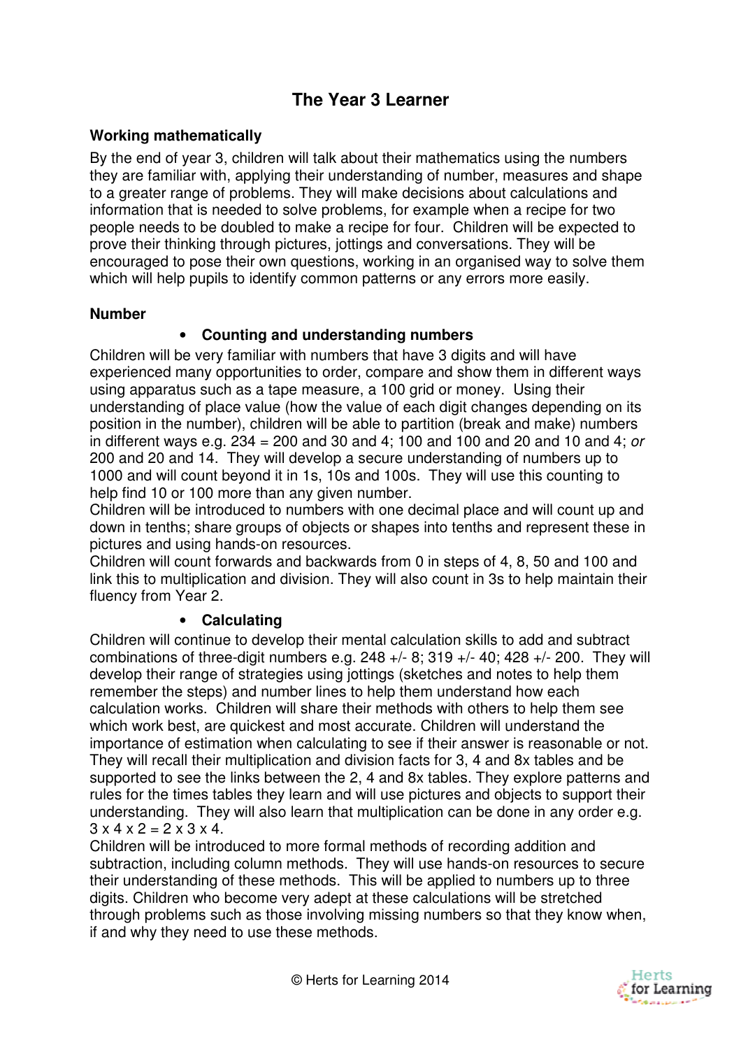# The Year 3 Learner

**Working mathematically**

By the end of year 3, children will talk about their mathematics using the numbers they are familiar with, applying their understanding of number, measures and shape to a greater range of problems. They will make decisions about calculations and information that is needed to solve problems, for example when a recipe for two people needs to be doubled to make a recipe for four. Children will be expected to prove their thinking through pictures, jottings and conversations. They will be encouraged to pose their own questions, working in an organised way to solve them which will help pupils to identify common patterns or any errors more easily.

**Number**

- **Counting and understanding numbers**

Children will be very familiar with numbers that have 3 digits and will have experienced many opportunities to order, compare and show them in different ways using apparatus such as a tape measure, a 100 grid or money. Using their understanding of place value (how the value of each digit changes depending on its position in the number), children will be able to partition (break and make) numbers in different ways e.g. 234 = 200 and 30 and 4; 100 and 100 and 20 and 10 and 4; *or* 200 and 20 and 14. They will develop a secure understanding of numbers up to 1000 and will count beyond it in 1s, 10s and 100s. They will use this counting to help find 10 or 100 more than any given number.
Children will be introduced to numbers with one decimal place and will count up and down in tenths; share groups of objects or shapes into tenths and represent these in pictures and using hands-on resources.
Children will count forwards and backwards from 0 in steps of 4, 8, 50 and 100 and link this to multiplication and division. They will also count in 3s to help maintain their fluency from Year 2.

- **Calculating**

Children will continue to develop their mental calculation skills to add and subtract combinations of three-digit numbers e.g. 248 +/- 8; 319 +/- 40; 428 +/- 200. They will develop their range of strategies using jottings (sketches and notes to help them remember the steps) and number lines to help them understand how each calculation works. Children will share their methods with others to help them see which work best, are quickest and most accurate. Children will understand the importance of estimation when calculating to see if their answer is reasonable or not. They will recall their multiplication and division facts for 3, 4 and 8x tables and be supported to see the links between the 2, 4 and 8x tables. They explore patterns and rules for the times tables they learn and will use pictures and objects to support their understanding. They will also learn that multiplication can be done in any order e.g. $3 \times 4 \times 2 = 2 \times 3 \times 4$.
Children will be introduced to more formal methods of recording addition and subtraction, including column methods. They will use hands-on resources to secure their understanding of these methods. This will be applied to numbers up to three digits. Children who become very adept at these calculations will be stretched through problems such as those involving missing numbers so that they know when, if and why they need to use these methods.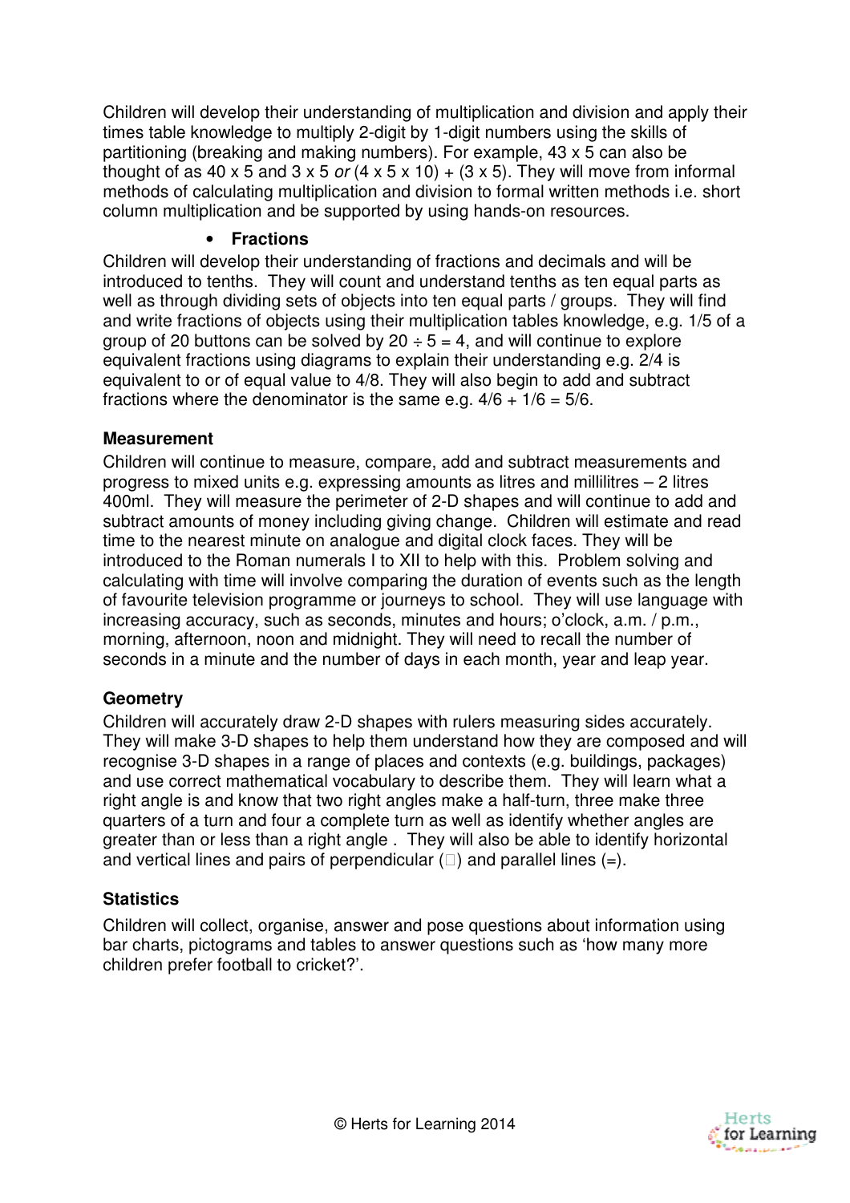Children will develop their understanding of multiplication and division and apply their times table knowledge to multiply 2-digit by 1-digit numbers using the skills of partitioning (breaking and making numbers). For example, $43 \times 5$ can also be thought of as $40 \times 5$ and $3 \times 5$ *or* $(4 \times 5 \times 10) + (3 \times 5)$. They will move from informal methods of calculating multiplication and division to formal written methods i.e. short column multiplication and be supported by using hands-on resources.

- **Fractions**

Children will develop their understanding of fractions and decimals and will be introduced to tenths. They will count and understand tenths as ten equal parts as well as through dividing sets of objects into ten equal parts / groups. They will find and write fractions of objects using their multiplication tables knowledge, e.g. 1/5 of a group of 20 buttons can be solved by $20 \div 5 = 4$, and will continue to explore equivalent fractions using diagrams to explain their understanding e.g. 2/4 is equivalent to or of equal value to 4/8. They will also begin to add and subtract fractions where the denominator is the same e.g. $4/6 + 1/6 = 5/6$.

**Measurement**

Children will continue to measure, compare, add and subtract measurements and progress to mixed units e.g. expressing amounts as litres and millilitres – 2 litres 400ml. They will measure the perimeter of 2-D shapes and will continue to add and subtract amounts of money including giving change. Children will estimate and read time to the nearest minute on analogue and digital clock faces. They will be introduced to the Roman numerals I to XII to help with this. Problem solving and calculating with time will involve comparing the duration of events such as the length of favourite television programme or journeys to school. They will use language with increasing accuracy, such as seconds, minutes and hours; o'clock, a.m. / p.m., morning, afternoon, noon and midnight. They will need to recall the number of seconds in a minute and the number of days in each month, year and leap year.

**Geometry**

Children will accurately draw 2-D shapes with rulers measuring sides accurately. They will make 3-D shapes to help them understand how they are composed and will recognise 3-D shapes in a range of places and contexts (e.g. buildings, packages) and use correct mathematical vocabulary to describe them. They will learn what a right angle is and know that two right angles make a half-turn, three make three quarters of a turn and four a complete turn as well as identify whether angles are greater than or less than a right angle . They will also be able to identify horizontal and vertical lines and pairs of perpendicular (□) and parallel lines (=).

**Statistics**

Children will collect, organise, answer and pose questions about information using bar charts, pictograms and tables to answer questions such as 'how many more children prefer football to cricket?'.

© Herts for Learning 2014